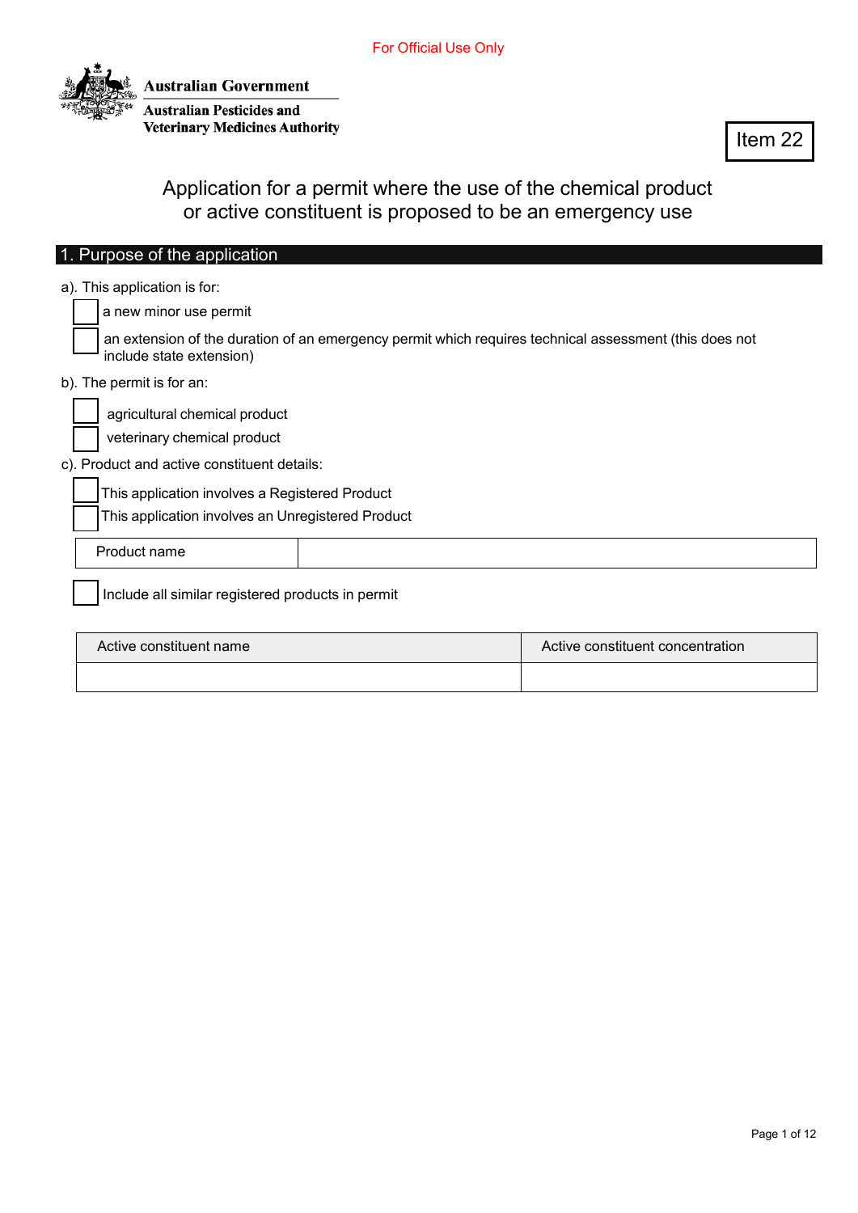For Official Use Only

Australian Government

Australian Pesticides and Veterinary Medicines Authority

Item 22

# Application for a permit where the use of the chemical product or active constituent is proposed to be an emergency use

## 1. Purpose of the application

a). This application is for:

- [ ] a new minor use permit
- [ ] an extension of the duration of an emergency permit which requires technical assessment (this does not include state extension)

b). The permit is for an:

- [ ] agricultural chemical product
- [ ] veterinary chemical product

c). Product and active constituent details:

- [ ] This application involves a Registered Product
- [ ] This application involves an Unregistered Product

| Product name | |
|---|---|

- [ ] Include all similar registered products in permit

| Active constituent name | Active constituent concentration |
|---|---|
| | |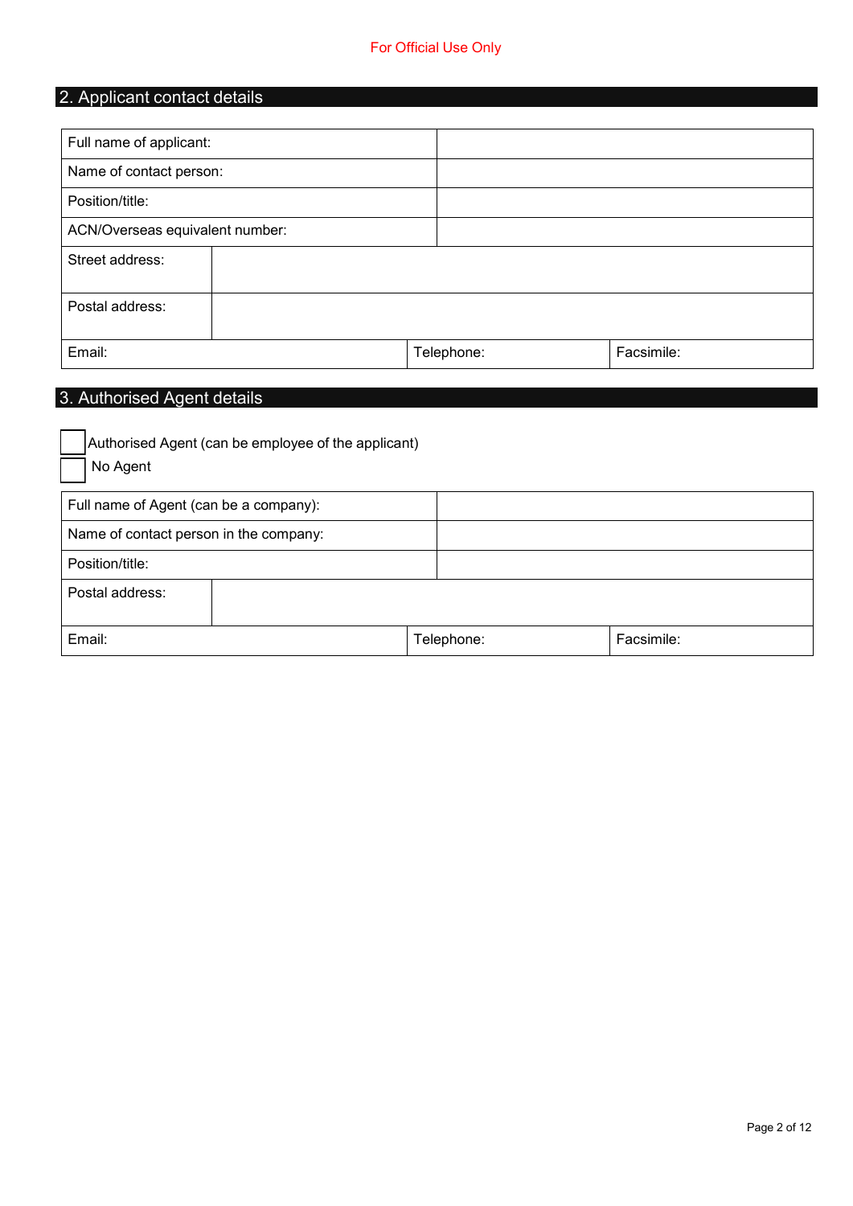For Official Use Only

## 2. Applicant contact details

| | | |
|---|---|---|
| Full name of applicant: | | |
| Name of contact person: | | |
| Position/title: | | |
| ACN/Overseas equivalent number: | | |
| Street address: | | |
| Postal address: | | |
| Email: | Telephone: | Facsimile: |

## 3. Authorised Agent details

☐ Authorised Agent (can be employee of the applicant)

☐ No Agent

| | | |
|---|---|---|
| Full name of Agent (can be a company): | | |
| Name of contact person in the company: | | |
| Position/title: | | |
| Postal address: | | |
| Email: | Telephone: | Facsimile: |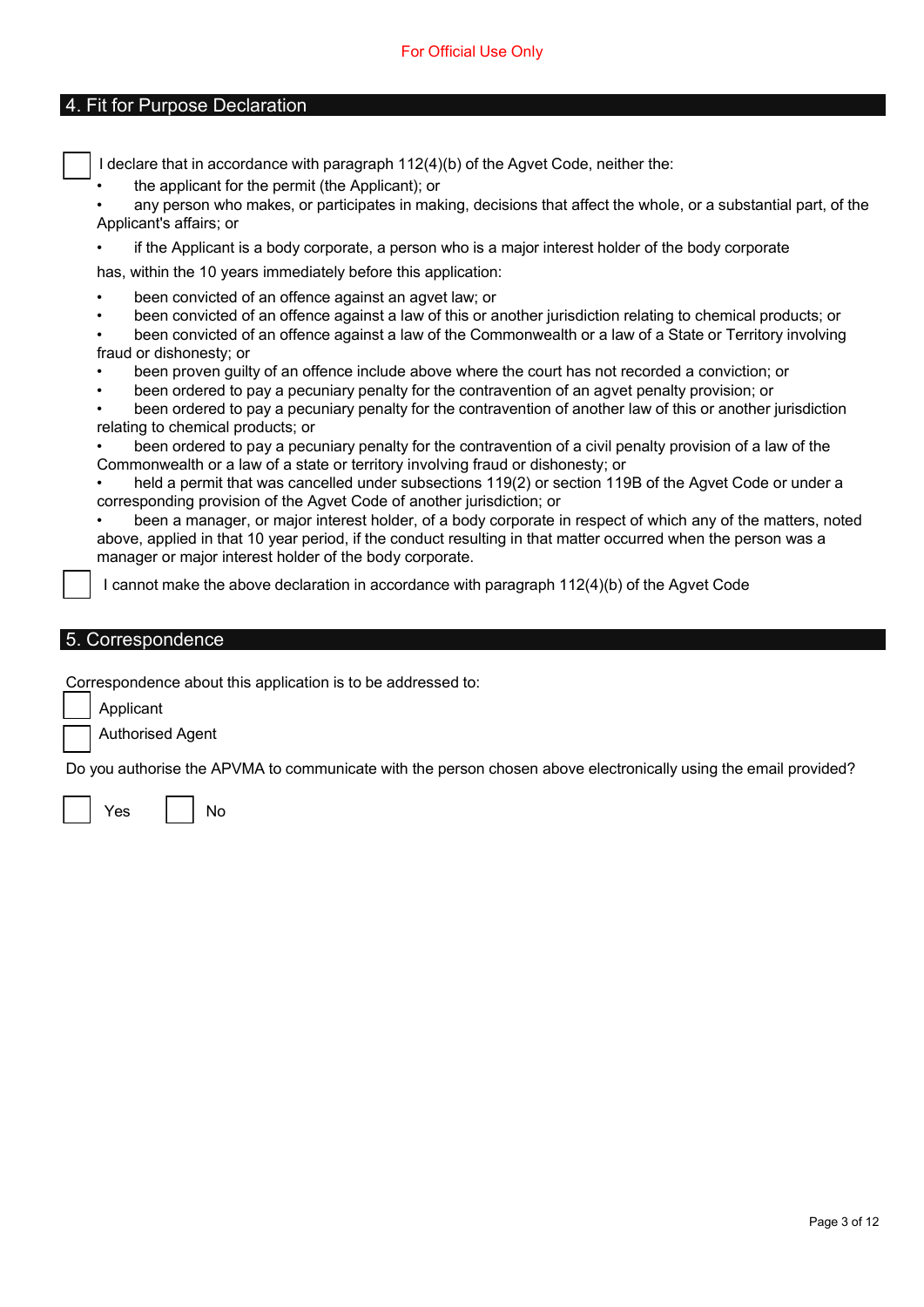For Official Use Only

## 4. Fit for Purpose Declaration

☐ I declare that in accordance with paragraph 112(4)(b) of the Agvet Code, neither the:

- the applicant for the permit (the Applicant); or
- any person who makes, or participates in making, decisions that affect the whole, or a substantial part, of the Applicant's affairs; or
- if the Applicant is a body corporate, a person who is a major interest holder of the body corporate

has, within the 10 years immediately before this application:

- been convicted of an offence against an agvet law; or
- been convicted of an offence against a law of this or another jurisdiction relating to chemical products; or
- been convicted of an offence against a law of the Commonwealth or a law of a State or Territory involving fraud or dishonesty; or
- been proven guilty of an offence include above where the court has not recorded a conviction; or
- been ordered to pay a pecuniary penalty for the contravention of an agvet penalty provision; or
- been ordered to pay a pecuniary penalty for the contravention of another law of this or another jurisdiction relating to chemical products; or
- been ordered to pay a pecuniary penalty for the contravention of a civil penalty provision of a law of the Commonwealth or a law of a state or territory involving fraud or dishonesty; or
- held a permit that was cancelled under subsections 119(2) or section 119B of the Agvet Code or under a corresponding provision of the Agvet Code of another jurisdiction; or
- been a manager, or major interest holder, of a body corporate in respect of which any of the matters, noted above, applied in that 10 year period, if the conduct resulting in that matter occurred when the person was a manager or major interest holder of the body corporate.

☐ I cannot make the above declaration in accordance with paragraph 112(4)(b) of the Agvet Code

## 5. Correspondence

Correspondence about this application is to be addressed to:

☐ Applicant

☐ Authorised Agent

Do you authorise the APVMA to communicate with the person chosen above electronically using the email provided?

☐ Yes ☐ No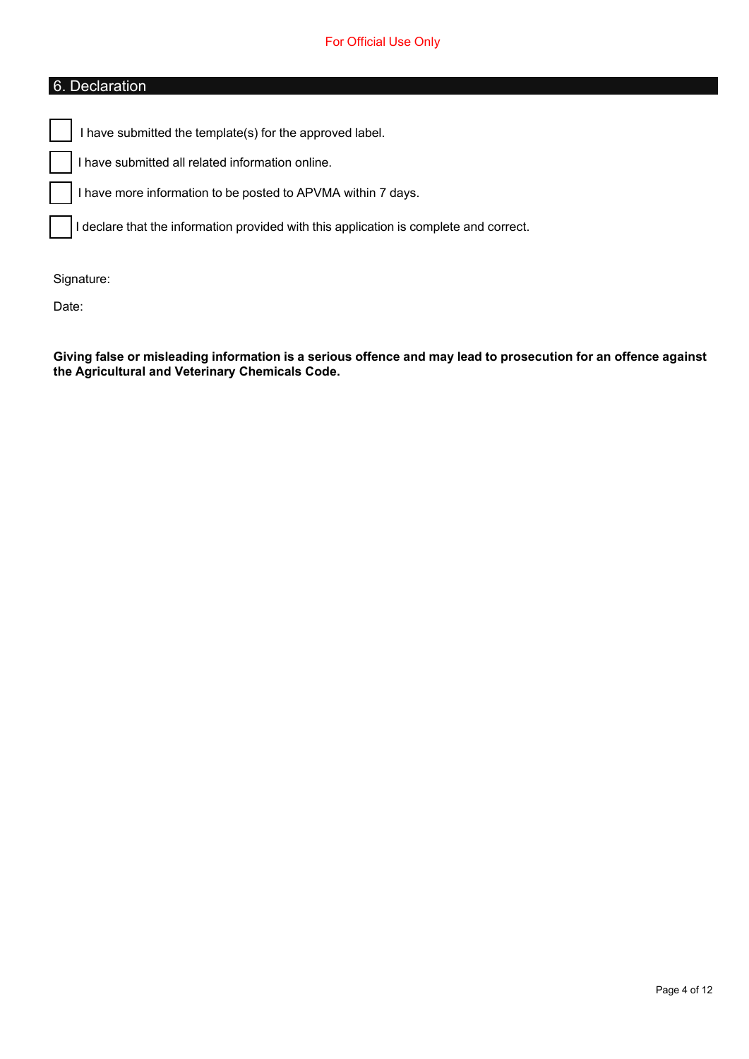For Official Use Only

## 6. Declaration

- [ ] I have submitted the template(s) for the approved label.
- [ ] I have submitted all related information online.
- [ ] I have more information to be posted to APVMA within 7 days.
- [ ] I declare that the information provided with this application is complete and correct.

Signature:

Date:

**Giving false or misleading information is a serious offence and may lead to prosecution for an offence against the Agricultural and Veterinary Chemicals Code.**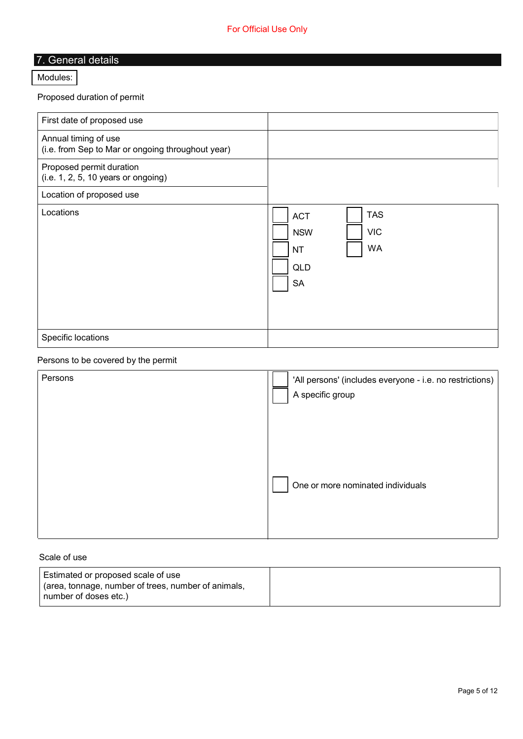For Official Use Only

## 7. General details

Modules:

Proposed duration of permit

| | |
|---|---|
| First date of proposed use | |
| Annual timing of use<br>(i.e. from Sep to Mar or ongoing throughout year) | |
| Proposed permit duration<br>(i.e. 1, 2, 5, 10 years or ongoing) | |
| Location of proposed use | |
| Locations | ☐ ACT ☐ NSW ☐ NT ☐ QLD ☐ SA ☐ TAS ☐ VIC ☐ WA |
| Specific locations | |

Persons to be covered by the permit

| | |
|---|---|
| Persons | ☐ 'All persons' (includes everyone - i.e. no restrictions)<br>☐ A specific group<br>☐ One or more nominated individuals |

Scale of use

| | |
|---|---|
| Estimated or proposed scale of use<br>(area, tonnage, number of trees, number of animals, number of doses etc.) | |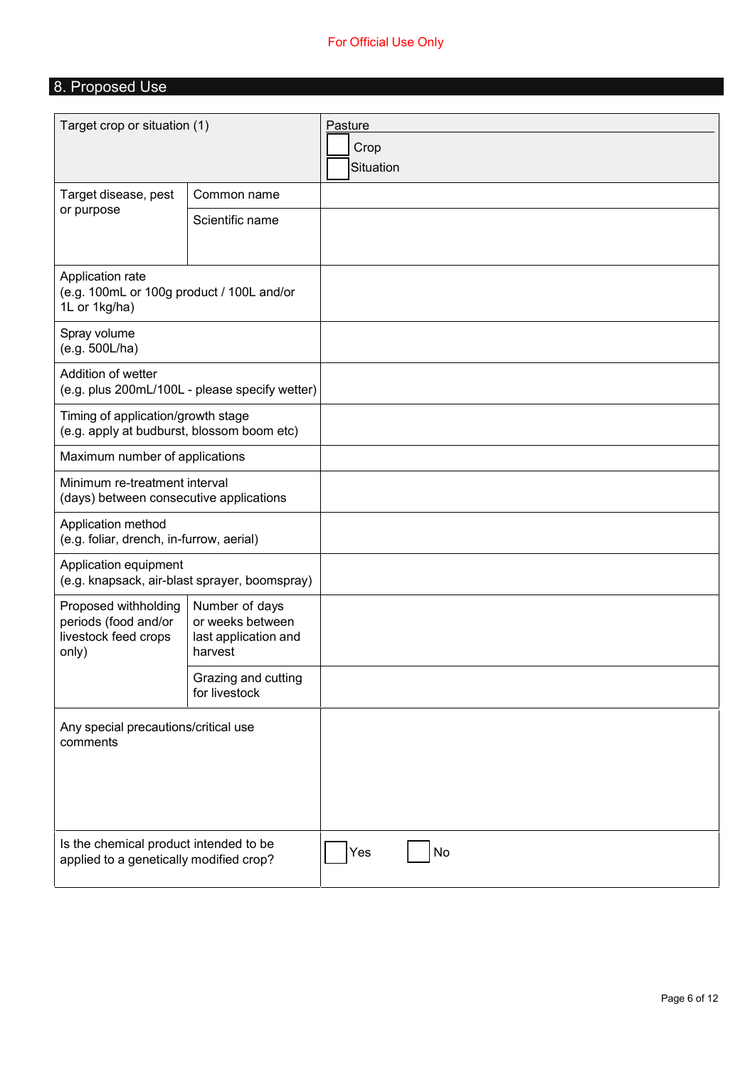For Official Use Only

## 8. Proposed Use

| | | |
|---|---|---|
| Target crop or situation (1) | | Pasture<br>☐ Crop<br>☐ Situation |
| Target disease, pest or purpose | Common name | |
| | Scientific name | |
| Application rate<br>(e.g. 100mL or 100g product / 100L and/or 1L or 1kg/ha) | | |
| Spray volume<br>(e.g. 500L/ha) | | |
| Addition of wetter<br>(e.g. plus 200mL/100L - please specify wetter) | | |
| Timing of application/growth stage<br>(e.g. apply at budburst, blossom boom etc) | | |
| Maximum number of applications | | |
| Minimum re-treatment interval<br>(days) between consecutive applications | | |
| Application method<br>(e.g. foliar, drench, in-furrow, aerial) | | |
| Application equipment<br>(e.g. knapsack, air-blast sprayer, boomspray) | | |
| Proposed withholding periods (food and/or livestock feed crops only) | Number of days or weeks between last application and harvest | |
| | Grazing and cutting for livestock | |
| Any special precautions/critical use comments | | |
| Is the chemical product intended to be applied to a genetically modified crop? | | ☐ Yes ☐ No |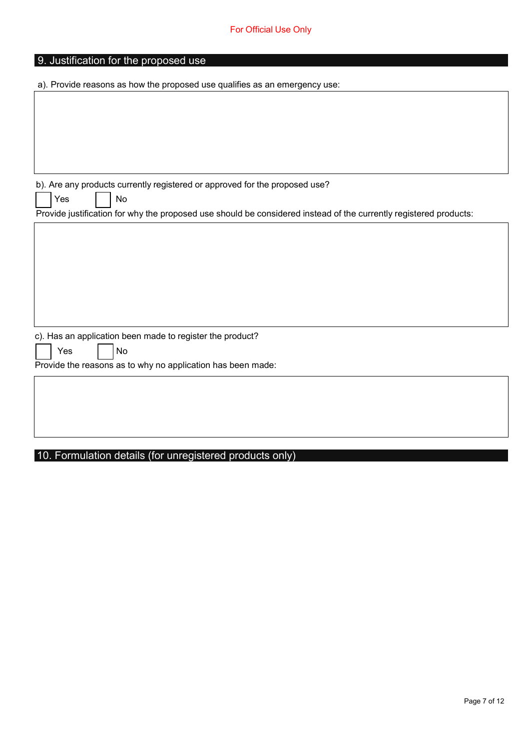For Official Use Only

## 9. Justification for the proposed use

a). Provide reasons as how the proposed use qualifies as an emergency use:

b). Are any products currently registered or approved for the proposed use?

☐ Yes ☐ No

Provide justification for why the proposed use should be considered instead of the currently registered products:

c). Has an application been made to register the product?

☐ Yes ☐ No

Provide the reasons as to why no application has been made:

## 10. Formulation details (for unregistered products only)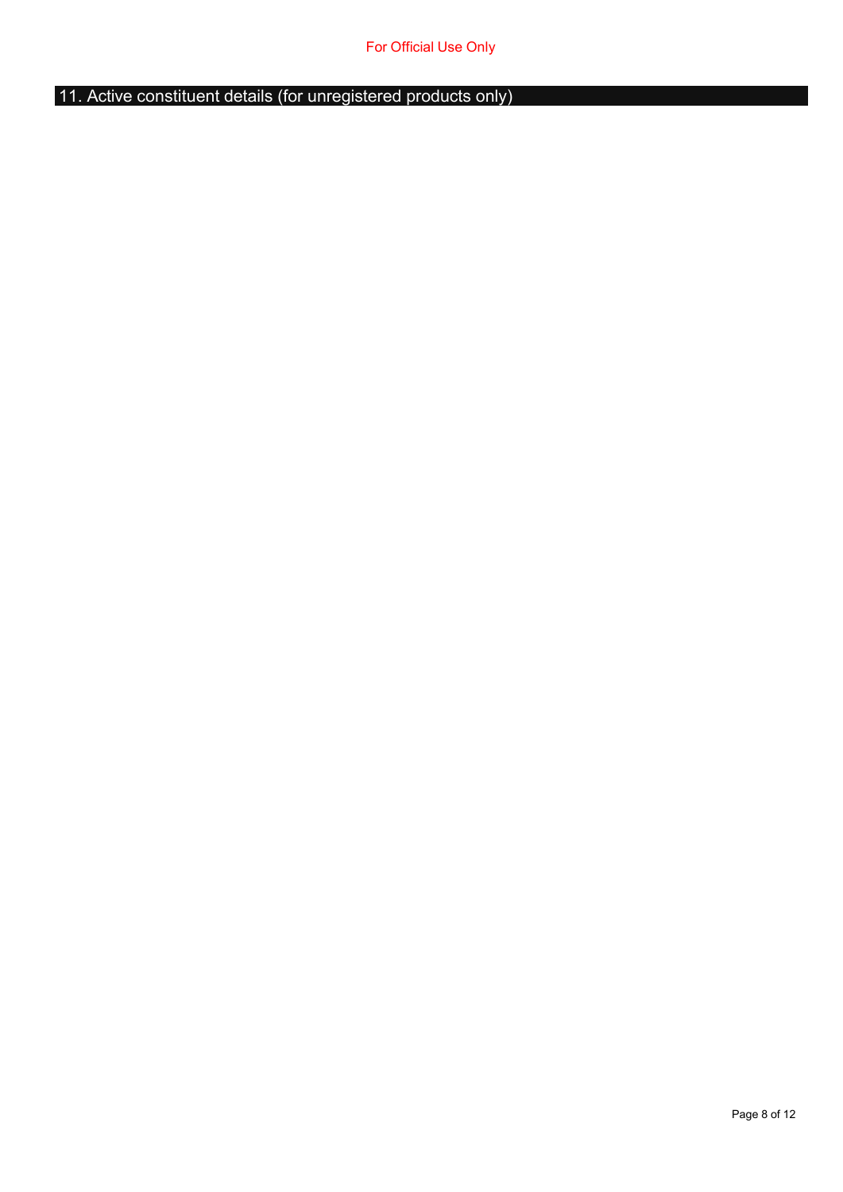For Official Use Only

## 11. Active constituent details (for unregistered products only)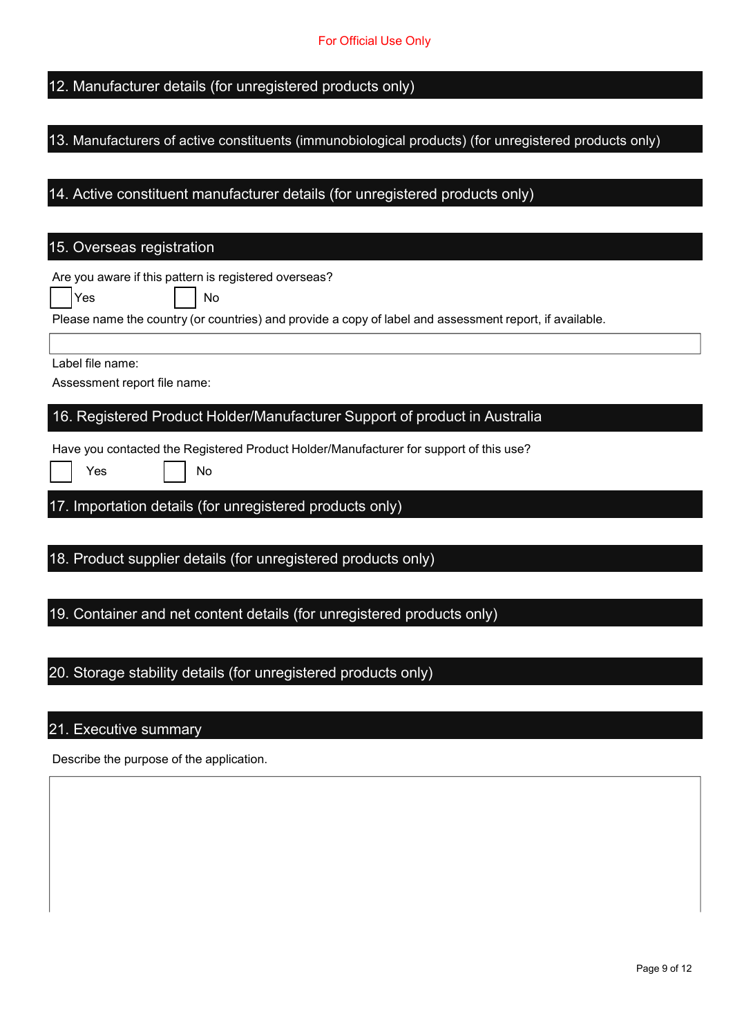For Official Use Only

## 12. Manufacturer details (for unregistered products only)

## 13. Manufacturers of active constituents (immunobiological products) (for unregistered products only)

## 14. Active constituent manufacturer details (for unregistered products only)

## 15. Overseas registration

Are you aware if this pattern is registered overseas?

☐ Yes ☐ No

Please name the country (or countries) and provide a copy of label and assessment report, if available.

Label file name:

Assessment report file name:

## 16. Registered Product Holder/Manufacturer Support of product in Australia

Have you contacted the Registered Product Holder/Manufacturer for support of this use?

☐ Yes ☐ No

## 17. Importation details (for unregistered products only)

## 18. Product supplier details (for unregistered products only)

## 19. Container and net content details (for unregistered products only)

## 20. Storage stability details (for unregistered products only)

## 21. Executive summary

Describe the purpose of the application.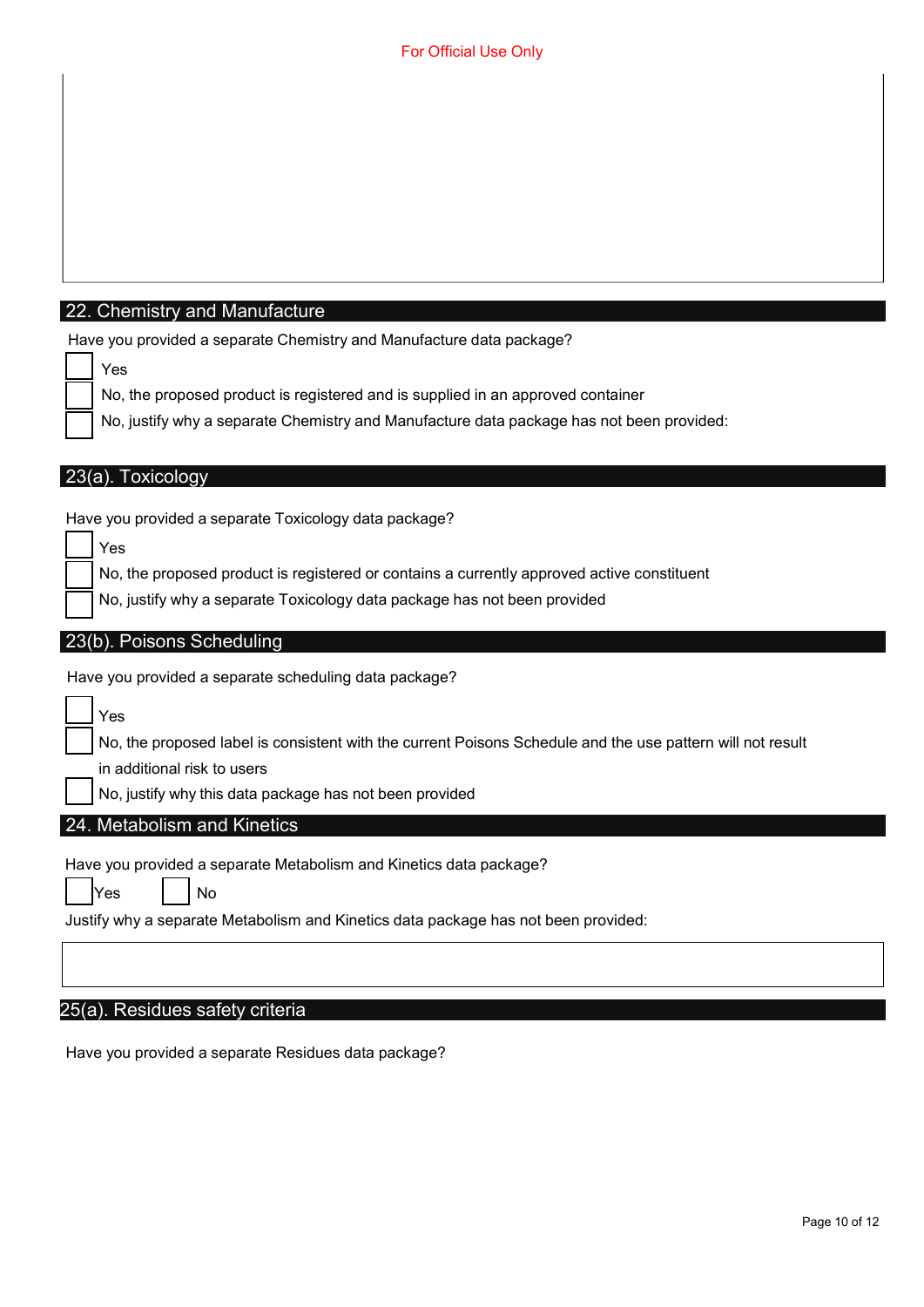## 22. Chemistry and Manufacture

Have you provided a separate Chemistry and Manufacture data package?

- [ ] Yes
- [ ] No, the proposed product is registered and is supplied in an approved container
- [ ] No, justify why a separate Chemistry and Manufacture data package has not been provided:

## 23(a). Toxicology

Have you provided a separate Toxicology data package?

- [ ] Yes
- [ ] No, the proposed product is registered or contains a currently approved active constituent
- [ ] No, justify why a separate Toxicology data package has not been provided

## 23(b). Poisons Scheduling

Have you provided a separate scheduling data package?

- [ ] Yes
- [ ] No, the proposed label is consistent with the current Poisons Schedule and the use pattern will not result in additional risk to users
- [ ] No, justify why this data package has not been provided

## 24. Metabolism and Kinetics

Have you provided a separate Metabolism and Kinetics data package?

- [ ] Yes
- [ ] No

Justify why a separate Metabolism and Kinetics data package has not been provided:

## 25(a). Residues safety criteria

Have you provided a separate Residues data package?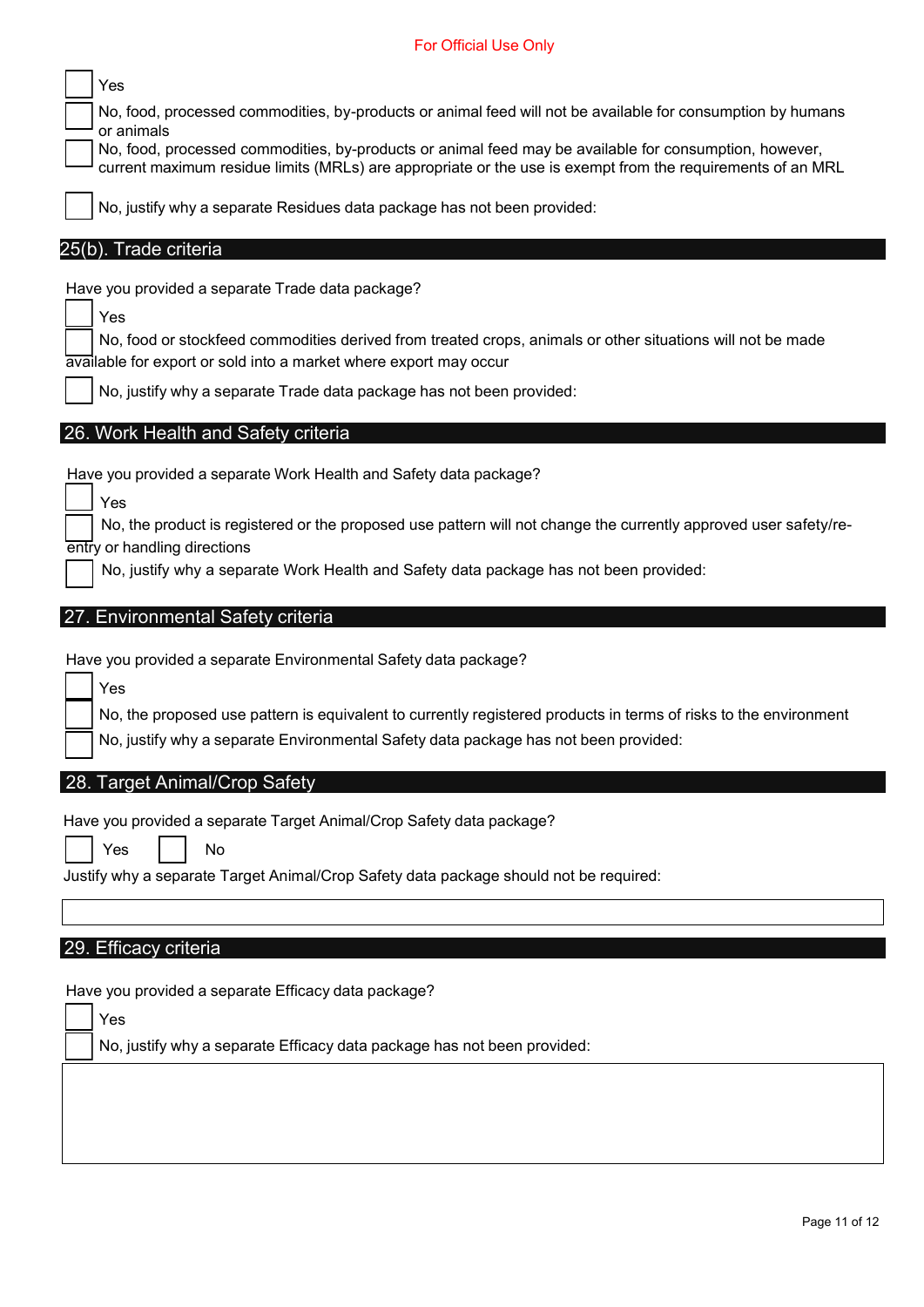For Official Use Only

- [ ] Yes
- [ ] No, food, processed commodities, by-products or animal feed will not be available for consumption by humans or animals
- [ ] No, food, processed commodities, by-products or animal feed may be available for consumption, however, current maximum residue limits (MRLs) are appropriate or the use is exempt from the requirements of an MRL
- [ ] No, justify why a separate Residues data package has not been provided:

## 25(b). Trade criteria

Have you provided a separate Trade data package?

- [ ] Yes
- [ ] No, food or stockfeed commodities derived from treated crops, animals or other situations will not be made available for export or sold into a market where export may occur
- [ ] No, justify why a separate Trade data package has not been provided:

## 26. Work Health and Safety criteria

Have you provided a separate Work Health and Safety data package?

- [ ] Yes
- [ ] No, the product is registered or the proposed use pattern will not change the currently approved user safety/re-entry or handling directions
- [ ] No, justify why a separate Work Health and Safety data package has not been provided:

## 27. Environmental Safety criteria

Have you provided a separate Environmental Safety data package?

- [ ] Yes
- [ ] No, the proposed use pattern is equivalent to currently registered products in terms of risks to the environment
- [ ] No, justify why a separate Environmental Safety data package has not been provided:

## 28. Target Animal/Crop Safety

Have you provided a separate Target Animal/Crop Safety data package?

- [ ] Yes
- [ ] No

Justify why a separate Target Animal/Crop Safety data package should not be required:

## 29. Efficacy criteria

Have you provided a separate Efficacy data package?

- [ ] Yes
- [ ] No, justify why a separate Efficacy data package has not been provided: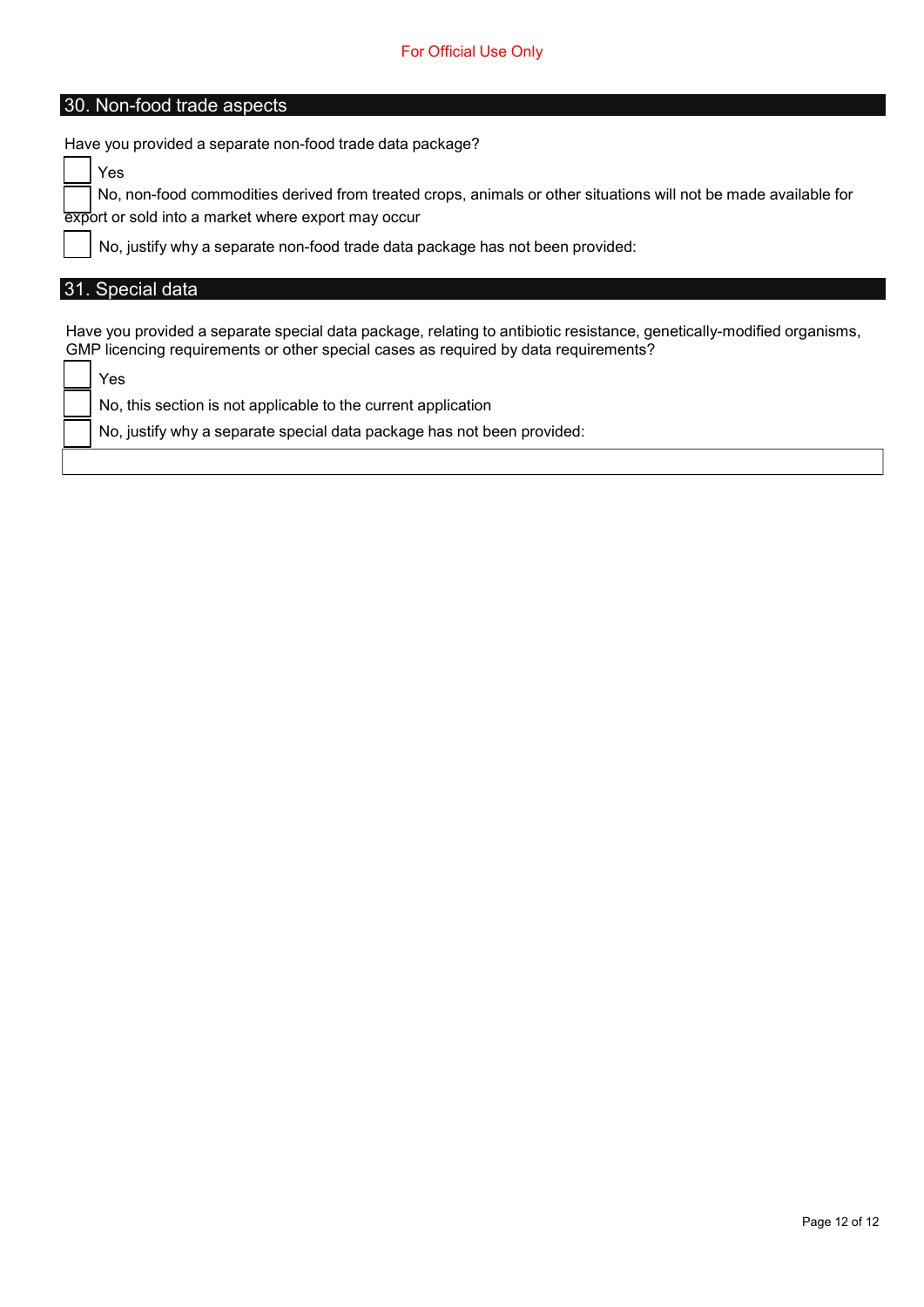## 30. Non-food trade aspects

Have you provided a separate non-food trade data package?

- [ ] Yes
- [ ] No, non-food commodities derived from treated crops, animals or other situations will not be made available for export or sold into a market where export may occur
- [ ] No, justify why a separate non-food trade data package has not been provided:

## 31. Special data

Have you provided a separate special data package, relating to antibiotic resistance, genetically-modified organisms, GMP licencing requirements or other special cases as required by data requirements?

- [ ] Yes
- [ ] No, this section is not applicable to the current application
- [ ] No, justify why a separate special data package has not been provided: